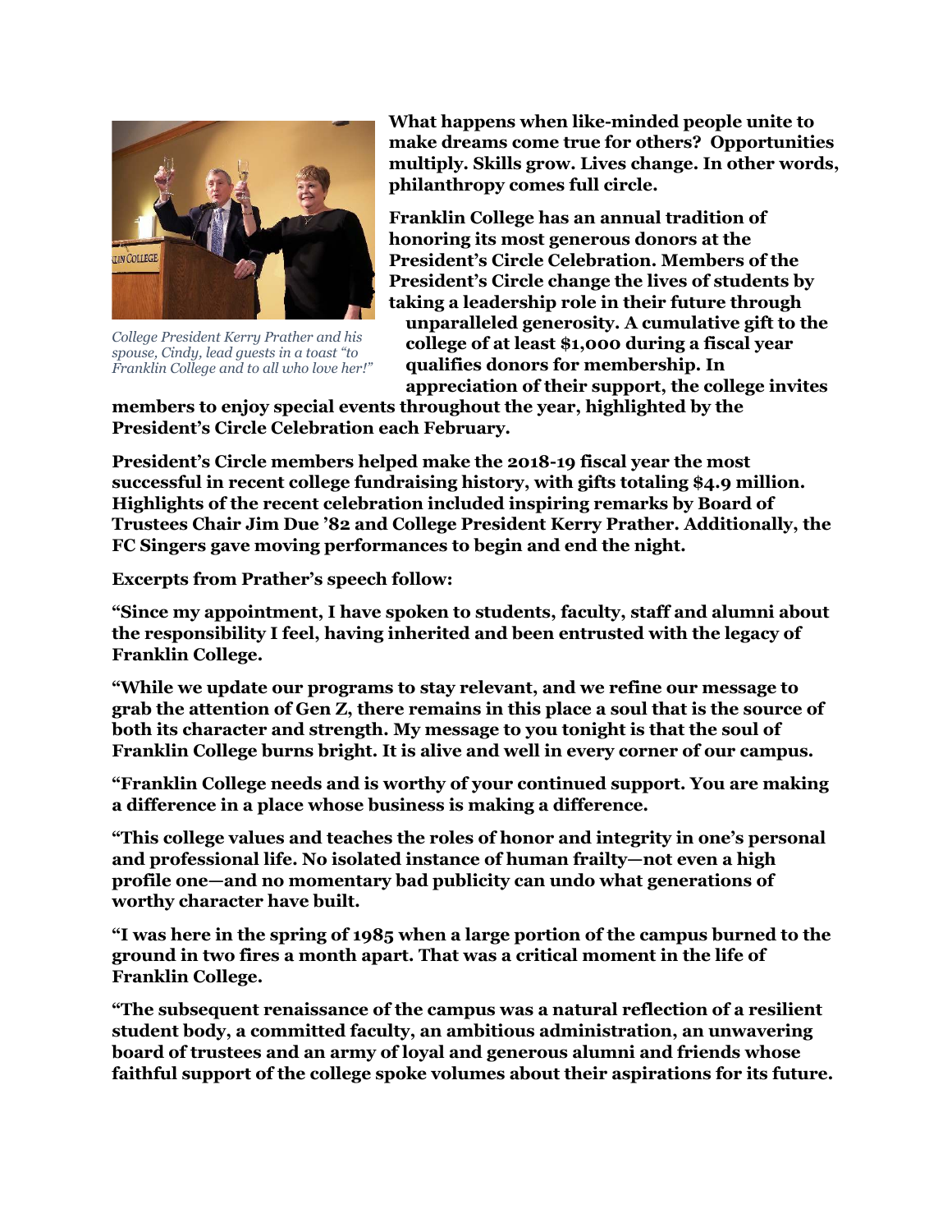*College President Kerry Prather and his spouse, Cindy, lead guests in a toast "to Franklin College and to all who love her!"*

**What happens when like-minded people unite to make dreams come true for others? Opportunities multiply. Skills grow. Lives change. In other words, philanthropy comes full circle.**

**Franklin College has an annual tradition of honoring its most generous donors at the President's Circle Celebration. Members of the President's Circle change the lives of students by taking a leadership role in their future through unparalleled generosity. A cumulative gift to the college of at least $1,000 during a fiscal year qualifies donors for membership. In appreciation of their support, the college invites members to enjoy special events throughout the year, highlighted by the President's Circle Celebration each February.**

**President's Circle members helped make the 2018-19 fiscal year the most successful in recent college fundraising history, with gifts totaling $4.9 million. Highlights of the recent celebration included inspiring remarks by Board of Trustees Chair Jim Due '82 and College President Kerry Prather. Additionally, the FC Singers gave moving performances to begin and end the night.**

**Excerpts from Prather's speech follow:**

**"Since my appointment, I have spoken to students, faculty, staff and alumni about the responsibility I feel, having inherited and been entrusted with the legacy of Franklin College.**

**"While we update our programs to stay relevant, and we refine our message to grab the attention of Gen Z, there remains in this place a soul that is the source of both its character and strength. My message to you tonight is that the soul of Franklin College burns bright. It is alive and well in every corner of our campus.**

**"Franklin College needs and is worthy of your continued support. You are making a difference in a place whose business is making a difference.**

**"This college values and teaches the roles of honor and integrity in one's personal and professional life. No isolated instance of human frailty—not even a high profile one—and no momentary bad publicity can undo what generations of worthy character have built.**

**"I was here in the spring of 1985 when a large portion of the campus burned to the ground in two fires a month apart. That was a critical moment in the life of Franklin College.**

**"The subsequent renaissance of the campus was a natural reflection of a resilient student body, a committed faculty, an ambitious administration, an unwavering board of trustees and an army of loyal and generous alumni and friends whose faithful support of the college spoke volumes about their aspirations for its future.**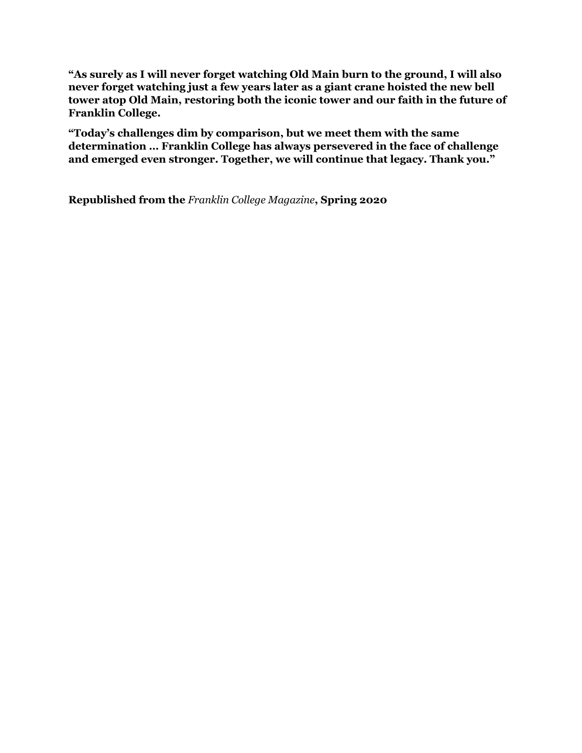**“As surely as I will never forget watching Old Main burn to the ground, I will also never forget watching just a few years later as a giant crane hoisted the new bell tower atop Old Main, restoring both the iconic tower and our faith in the future of Franklin College.**

**“Today’s challenges dim by comparison, but we meet them with the same determination … Franklin College has always persevered in the face of challenge and emerged even stronger. Together, we will continue that legacy. Thank you.”**

**Republished from the *Franklin College Magazine*, Spring 2020**